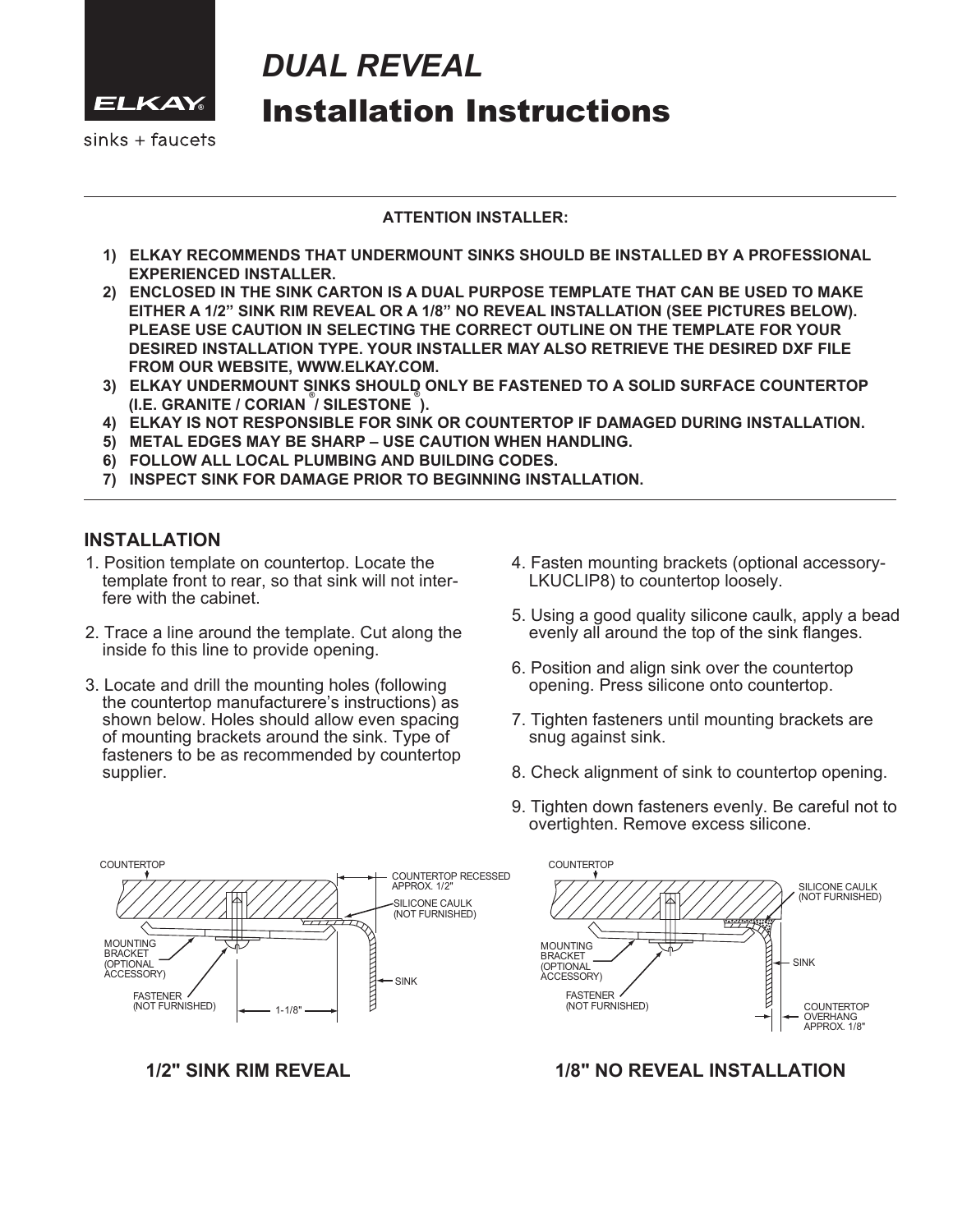# *DUAL REVEAL*

# Installation Instructions

ELKAY®

sinks + faucets

**ATTENTION INSTALLER:**

1) **ELKAY RECOMMENDS THAT UNDERMOUNT SINKS SHOULD BE INSTALLED BY A PROFESSIONAL EXPERIENCED INSTALLER.**
2) **ENCLOSED IN THE SINK CARTON IS A DUAL PURPOSE TEMPLATE THAT CAN BE USED TO MAKE EITHER A 1/2" SINK RIM REVEAL OR A 1/8" NO REVEAL INSTALLATION (SEE PICTURES BELOW). PLEASE USE CAUTION IN SELECTING THE CORRECT OUTLINE ON THE TEMPLATE FOR YOUR DESIRED INSTALLATION TYPE. YOUR INSTALLER MAY ALSO RETRIEVE THE DESIRED DXF FILE FROM OUR WEBSITE, WWW.ELKAY.COM.**
3) **ELKAY UNDERMOUNT SINKS SHOULD ONLY BE FASTENED TO A SOLID SURFACE COUNTERTOP (I.E. GRANITE / CORIAN® / SILESTONE®).**
4) **ELKAY IS NOT RESPONSIBLE FOR SINK OR COUNTERTOP IF DAMAGED DURING INSTALLATION.**
5) **METAL EDGES MAY BE SHARP – USE CAUTION WHEN HANDLING.**
6) **FOLLOW ALL LOCAL PLUMBING AND BUILDING CODES.**
7) **INSPECT SINK FOR DAMAGE PRIOR TO BEGINNING INSTALLATION.**

## INSTALLATION

1. Position template on countertop. Locate the template front to rear, so that sink will not interfere with the cabinet.
2. Trace a line around the template. Cut along the inside fo this line to provide opening.
3. Locate and drill the mounting holes (following the countertop manufacturere's instructions) as shown below. Holes should allow even spacing of mounting brackets around the sink. Type of fasteners to be as recommended by countertop supplier.
4. Fasten mounting brackets (optional accessory-LKUCLIP8) to countertop loosely.
5. Using a good quality silicone caulk, apply a bead evenly all around the top of the sink flanges.
6. Position and align sink over the countertop opening. Press silicone onto countertop.
7. Tighten fasteners until mounting brackets are snug against sink.
8. Check alignment of sink to countertop opening.
9. Tighten down fasteners evenly. Be careful not to overtighten. Remove excess silicone.

COUNTERTOP
COUNTERTOP RECESSED APPROX. 1/2"
SILICONE CAULK (NOT FURNISHED)
MOUNTING BRACKET (OPTIONAL ACCESSORY)
FASTENER (NOT FURNISHED)
1-1/8"
SINK

**1/2" SINK RIM REVEAL**

COUNTERTOP
SILICONE CAULK (NOT FURNISHED)
MOUNTING BRACKET (OPTIONAL ACCESSORY)
SINK
FASTENER (NOT FURNISHED)
COUNTERTOP OVERHANG APPROX. 1/8"

**1/8" NO REVEAL INSTALLATION**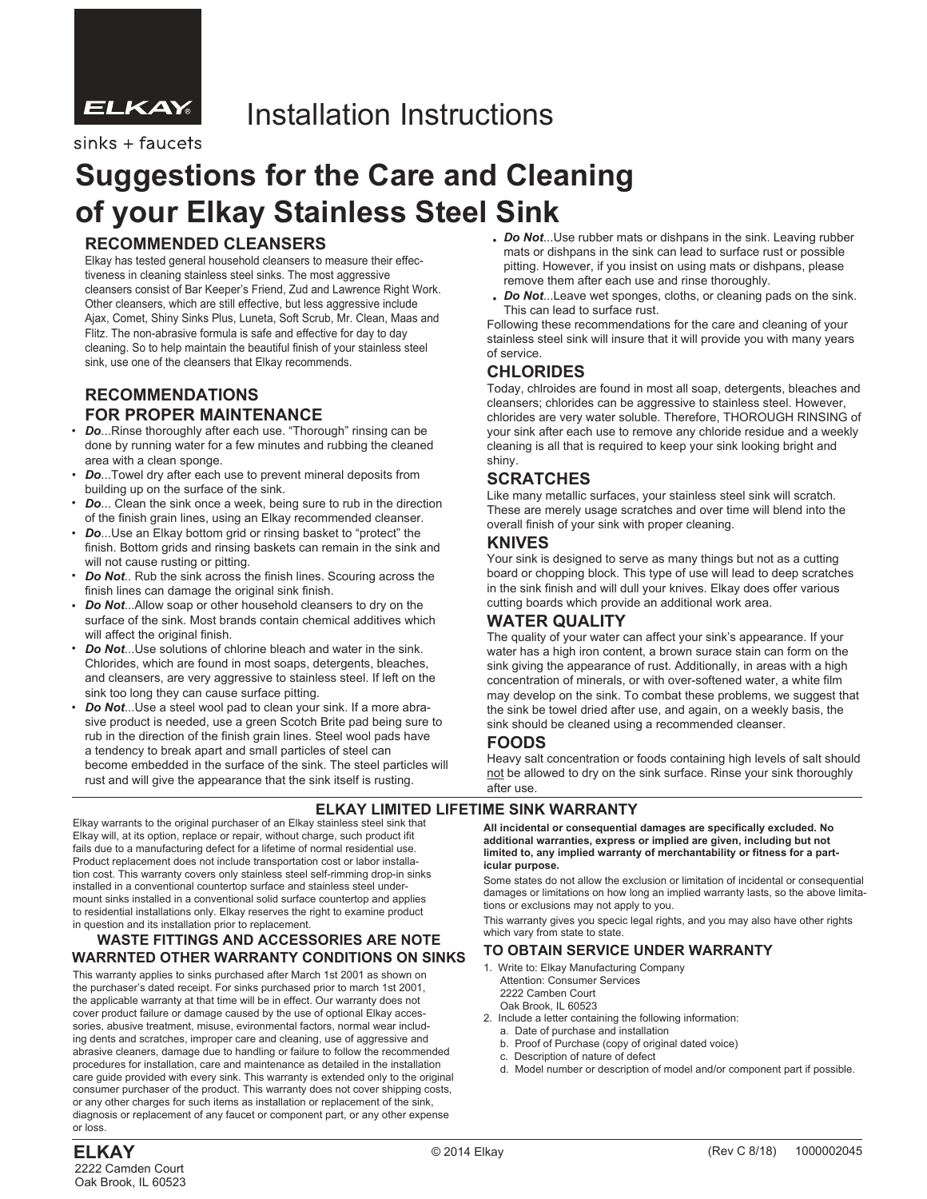ELKAY
sinks + faucets

Installation Instructions

# Suggestions for the Care and Cleaning of your Elkay Stainless Steel Sink

## RECOMMENDED CLEANSERS

Elkay has tested general household cleansers to measure their effectiveness in cleaning stainless steel sinks. The most aggressive cleansers consist of Bar Keeper's Friend, Zud and Lawrence Right Work. Other cleansers, which are still effective, but less aggressive include Ajax, Comet, Shiny Sinks Plus, Luneta, Soft Scrub, Mr. Clean, Maas and Flitz. The non-abrasive formula is safe and effective for day to day cleaning. So to help maintain the beautiful finish of your stainless steel sink, use one of the cleansers that Elkay recommends.

## RECOMMENDATIONS FOR PROPER MAINTENANCE

- ***Do***...Rinse thoroughly after each use. "Thorough" rinsing can be done by running water for a few minutes and rubbing the cleaned area with a clean sponge.
- ***Do***...Towel dry after each use to prevent mineral deposits from building up on the surface of the sink.
- ***Do***... Clean the sink once a week, being sure to rub in the direction of the finish grain lines, using an Elkay recommended cleanser.
- ***Do***...Use an Elkay bottom grid or rinsing basket to "protect" the finish. Bottom grids and rinsing baskets can remain in the sink and will not cause rusting or pitting.
- ***Do Not***.. Rub the sink across the finish lines. Scouring across the finish lines can damage the original sink finish.
- ***Do Not***...Allow soap or other household cleansers to dry on the surface of the sink. Most brands contain chemical additives which will affect the original finish.
- ***Do Not***...Use solutions of chlorine bleach and water in the sink. Chlorides, which are found in most soaps, detergents, bleaches, and cleansers, are very aggressive to stainless steel. If left on the sink too long they can cause surface pitting.
- ***Do Not***...Use a steel wool pad to clean your sink. If a more abrasive product is needed, use a green Scotch Brite pad being sure to rub in the direction of the finish grain lines. Steel wool pads have a tendency to break apart and small particles of steel can become embedded in the surface of the sink. The steel particles will rust and will give the appearance that the sink itself is rusting.
- ***Do Not***...Use rubber mats or dishpans in the sink. Leaving rubber mats or dishpans in the sink can lead to surface rust or possible pitting. However, if you insist on using mats or dishpans, please remove them after each use and rinse thoroughly.
- ***Do Not***...Leave wet sponges, cloths, or cleaning pads on the sink. This can lead to surface rust.

Following these recommendations for the care and cleaning of your stainless steel sink will insure that it will provide you with many years of service.

## CHLORIDES

Today, chlroides are found in most all soap, detergents, bleaches and cleansers; chlorides can be aggressive to stainless steel. However, chlorides are very water soluble. Therefore, THOROUGH RINSING of your sink after each use to remove any chloride residue and a weekly cleaning is all that is required to keep your sink looking bright and shiny.

## SCRATCHES

Like many metallic surfaces, your stainless steel sink will scratch. These are merely usage scratches and over time will blend into the overall finish of your sink with proper cleaning.

## KNIVES

Your sink is designed to serve as many things but not as a cutting board or chopping block. This type of use will lead to deep scratches in the sink finish and will dull your knives. Elkay does offer various cutting boards which provide an additional work area.

## WATER QUALITY

The quality of your water can affect your sink's appearance. If your water has a high iron content, a brown surace stain can form on the sink giving the appearance of rust. Additionally, in areas with a high concentration of minerals, or with over-softened water, a white film may develop on the sink. To combat these problems, we suggest that the sink be towel dried after use, and again, on a weekly basis, the sink should be cleaned using a recommended cleanser.

## FOODS

Heavy salt concentration or foods containing high levels of salt should not be allowed to dry on the sink surface. Rinse your sink thoroughly after use.

## ELKAY LIMITED LIFETIME SINK WARRANTY

Elkay warrants to the original purchaser of an Elkay stainless steel sink that Elkay will, at its option, replace or repair, without charge, such product ifit fails due to a manufacturing defect for a lifetime of normal residential use. Product replacement does not include transportation cost or labor installation cost. This warranty covers only stainless steel self-rimming drop-in sinks installed in a conventional countertop surface and stainless steel undermount sinks installed in a conventional solid surface countertop and applies to residential installations only. Elkay reserves the right to examine product in question and its installation prior to replacement.

### WASTE FITTINGS AND ACCESSORIES ARE NOTE WARRNTED OTHER WARRANTY CONDITIONS ON SINKS

This warranty applies to sinks purchased after March 1st 2001 as shown on the purchaser's dated receipt. For sinks purchased prior to march 1st 2001, the applicable warranty at that time will be in effect. Our warranty does not cover product failure or damage caused by the use of optional Elkay accessories, abusive treatment, misuse, evironmental factors, normal wear including dents and scratches, improper care and cleaning, use of aggressive and abrasive cleaners, damage due to handling or failure to follow the recommended procedures for installation, care and maintenance as detailed in the installation care guide provided with every sink. This warranty is extended only to the original consumer purchaser of the product. This warranty does not cover shipping costs, or any other charges for such items as installation or replacement of the sink, diagnosis or replacement of any faucet or component part, or any other expense or loss.

**All incidental or consequential damages are specifically excluded. No additional warranties, express or implied are given, including but not limited to, any implied warranty of merchantability or fitness for a particular purpose.**

Some states do not allow the exclusion or limitation of incidental or consequential damages or limitations on how long an implied warranty lasts, so the above limitations or exclusions may not apply to you.

This warranty gives you specic legal rights, and you may also have other rights which vary from state to state.

### TO OBTAIN SERVICE UNDER WARRANTY

1. Write to: Elkay Manufacturing Company
   Attention: Consumer Services
   2222 Camben Court
   Oak Brook, IL 60523
2. Include a letter containing the following information:
   a. Date of purchase and installation
   b. Proof of Purchase (copy of original dated voice)
   c. Description of nature of defect
   d. Model number or description of model and/or component part if possible.

**ELKAY**
2222 Camden Court
Oak Brook, IL 60523

© 2014 Elkay

(Rev C 8/18) 1000002045